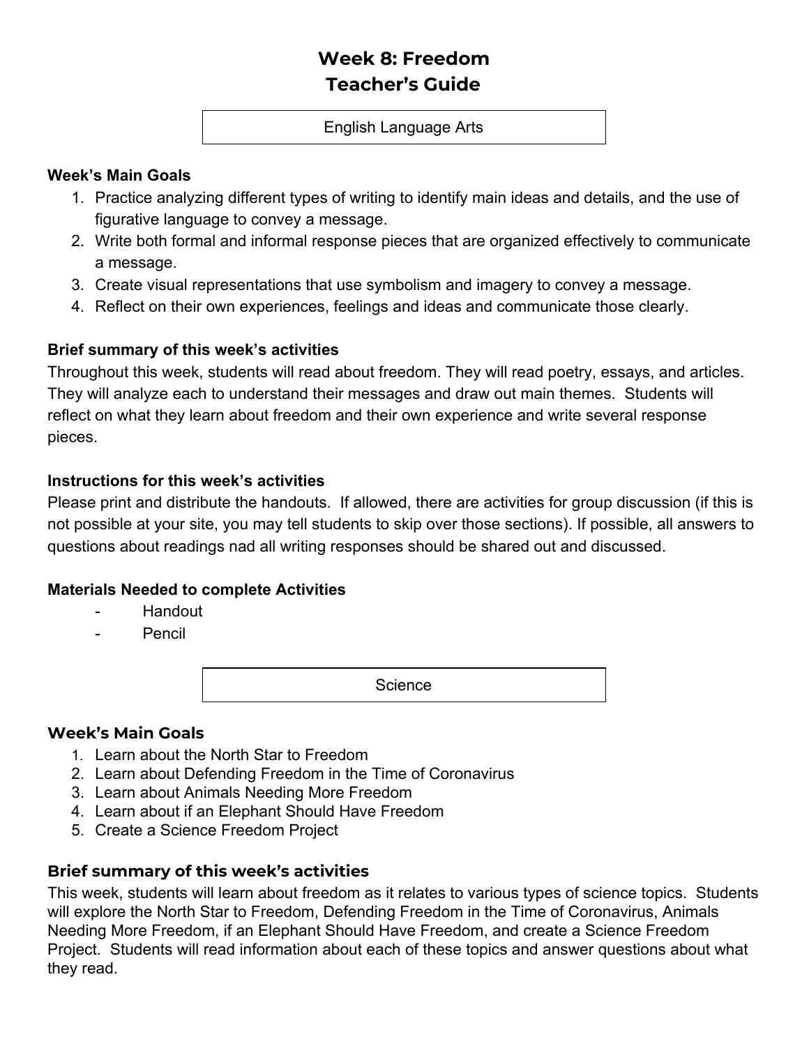# Week 8: Freedom
# Teacher's Guide

## English Language Arts

**Week's Main Goals**

1. Practice analyzing different types of writing to identify main ideas and details, and the use of figurative language to convey a message.
2. Write both formal and informal response pieces that are organized effectively to communicate a message.
3. Create visual representations that use symbolism and imagery to convey a message.
4. Reflect on their own experiences, feelings and ideas and communicate those clearly.

**Brief summary of this week's activities**

Throughout this week, students will read about freedom. They will read poetry, essays, and articles. They will analyze each to understand their messages and draw out main themes. Students will reflect on what they learn about freedom and their own experience and write several response pieces.

**Instructions for this week's activities**

Please print and distribute the handouts. If allowed, there are activities for group discussion (if this is not possible at your site, you may tell students to skip over those sections). If possible, all answers to questions about readings nad all writing responses should be shared out and discussed.

**Materials Needed to complete Activities**

- Handout
- Pencil

## Science

**Week's Main Goals**

1. Learn about the North Star to Freedom
2. Learn about Defending Freedom in the Time of Coronavirus
3. Learn about Animals Needing More Freedom
4. Learn about if an Elephant Should Have Freedom
5. Create a Science Freedom Project

**Brief summary of this week's activities**

This week, students will learn about freedom as it relates to various types of science topics. Students will explore the North Star to Freedom, Defending Freedom in the Time of Coronavirus, Animals Needing More Freedom, if an Elephant Should Have Freedom, and create a Science Freedom Project. Students will read information about each of these topics and answer questions about what they read.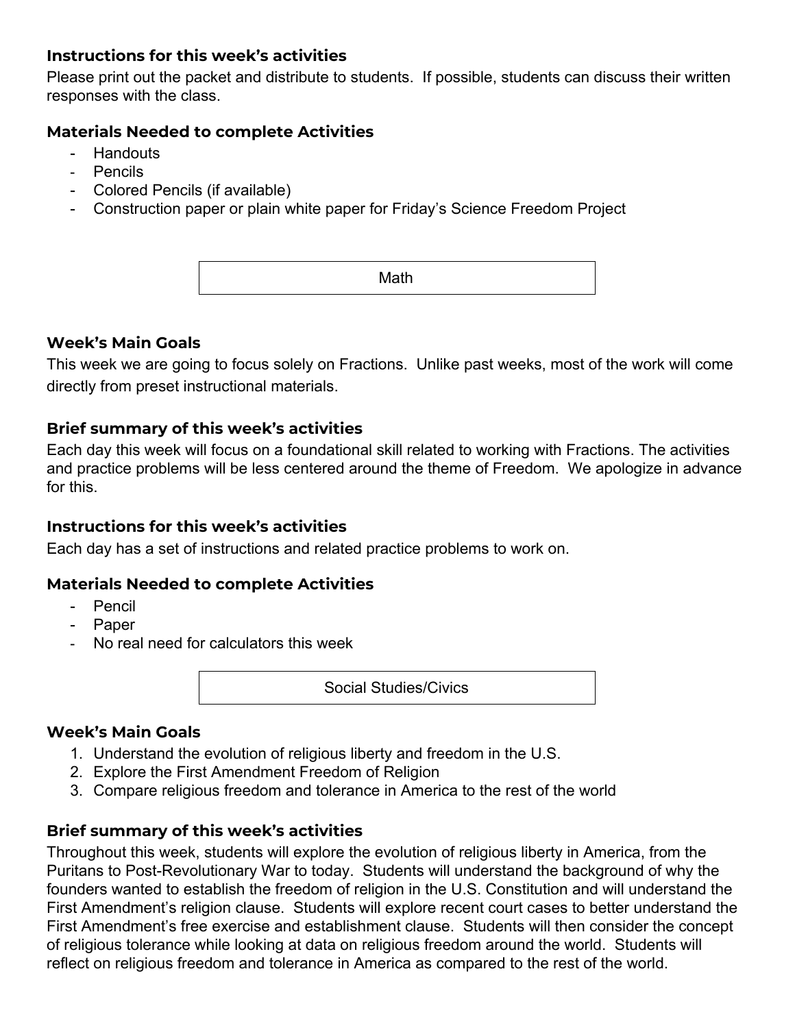### Instructions for this week's activities

Please print out the packet and distribute to students. If possible, students can discuss their written responses with the class.

### Materials Needed to complete Activities

- Handouts
- Pencils
- Colored Pencils (if available)
- Construction paper or plain white paper for Friday's Science Freedom Project

## Math

### Week's Main Goals

This week we are going to focus solely on Fractions. Unlike past weeks, most of the work will come directly from preset instructional materials.

### Brief summary of this week's activities

Each day this week will focus on a foundational skill related to working with Fractions. The activities and practice problems will be less centered around the theme of Freedom. We apologize in advance for this.

### Instructions for this week's activities

Each day has a set of instructions and related practice problems to work on.

### Materials Needed to complete Activities

- Pencil
- Paper
- No real need for calculators this week

## Social Studies/Civics

### Week's Main Goals

1. Understand the evolution of religious liberty and freedom in the U.S.
2. Explore the First Amendment Freedom of Religion
3. Compare religious freedom and tolerance in America to the rest of the world

### Brief summary of this week's activities

Throughout this week, students will explore the evolution of religious liberty in America, from the Puritans to Post-Revolutionary War to today. Students will understand the background of why the founders wanted to establish the freedom of religion in the U.S. Constitution and will understand the First Amendment's religion clause. Students will explore recent court cases to better understand the First Amendment's free exercise and establishment clause. Students will then consider the concept of religious tolerance while looking at data on religious freedom around the world. Students will reflect on religious freedom and tolerance in America as compared to the rest of the world.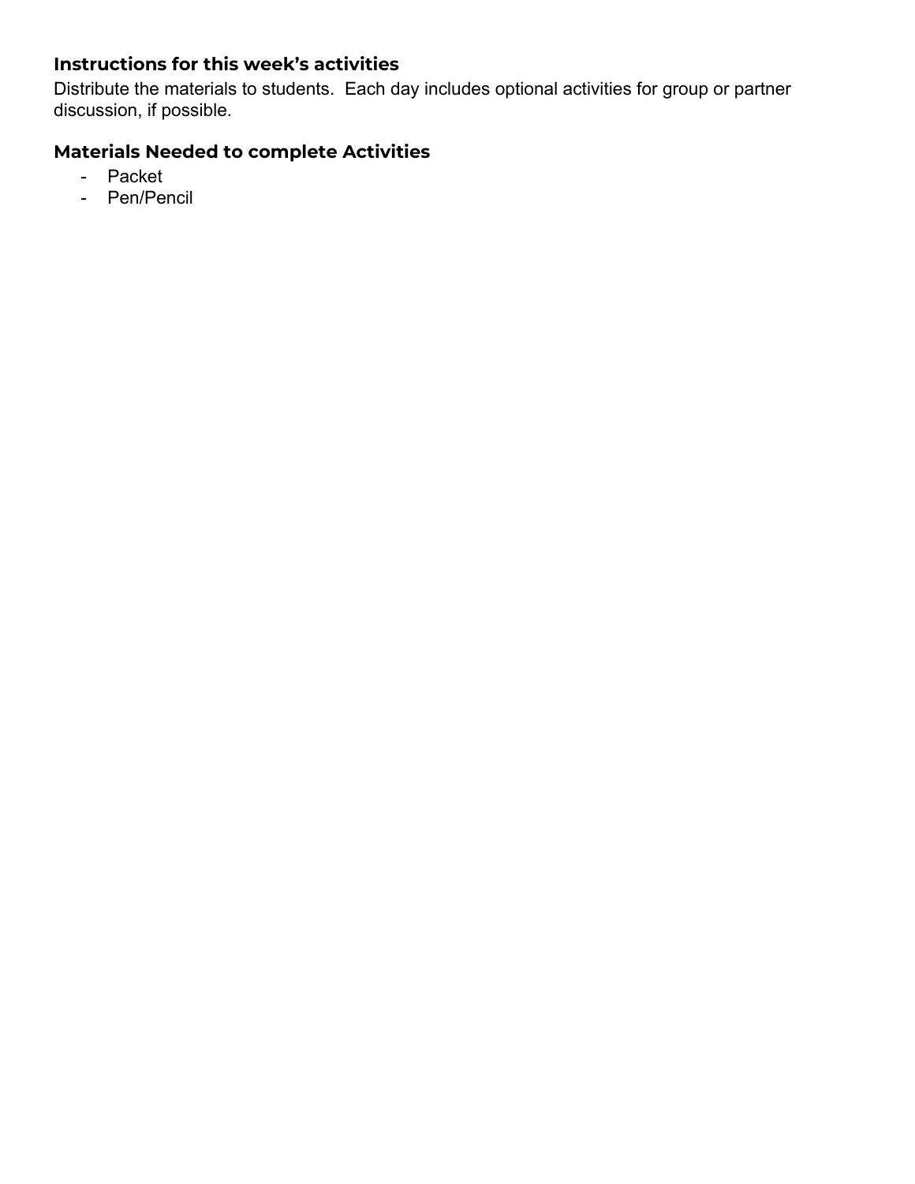### Instructions for this week's activities

Distribute the materials to students. Each day includes optional activities for group or partner discussion, if possible.

### Materials Needed to complete Activities

- Packet
- Pen/Pencil